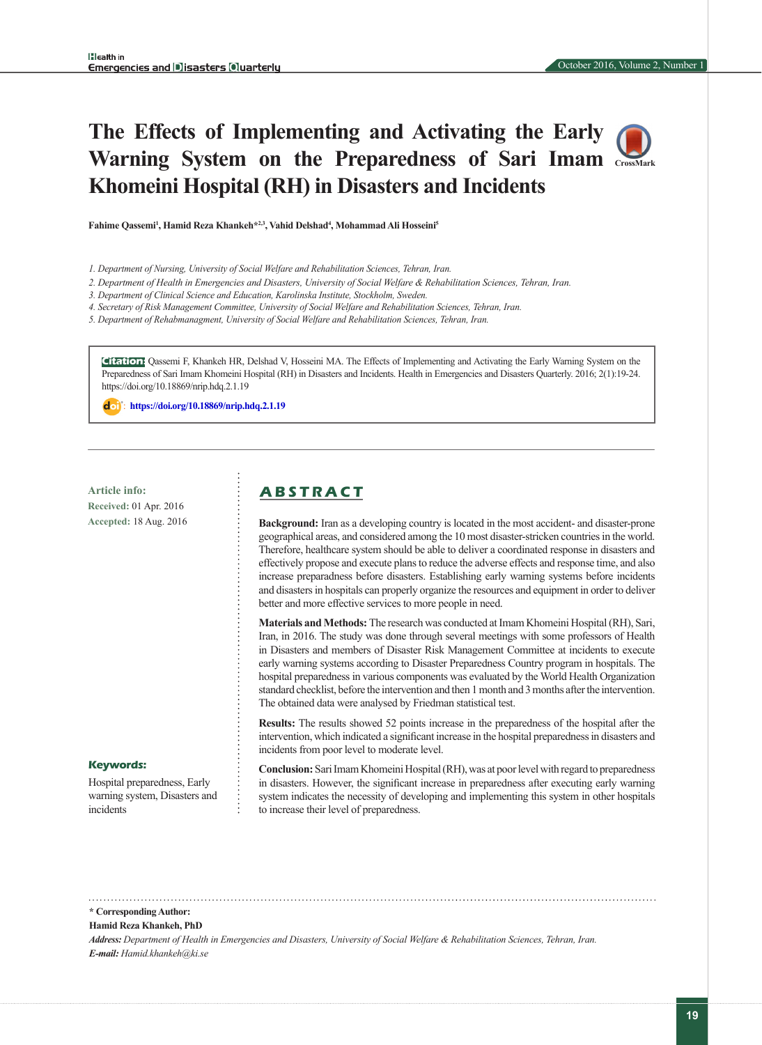# The Effects of Implementing and Activating the Early Warning System on the Preparedness of Sari Imam Khomeini Hospital (RH) in Disasters and Incidents

**Fahime Qassemi[1], Hamid Reza Khankeh*[2,3], Vahid Delshad[4], Mohammad Ali Hosseini[5]**

*1. Department of Nursing, University of Social Welfare and Rehabilitation Sciences, Tehran, Iran.*
*2. Department of Health in Emergencies and Disasters, University of Social Welfare & Rehabilitation Sciences, Tehran, Iran.*
*3. Department of Clinical Science and Education, Karolinska Institute, Stockholm, Sweden.*
*4. Secretary of Risk Management Committee, University of Social Welfare and Rehabilitation Sciences, Tehran, Iran.*
*5. Department of Rehabmanagment, University of Social Welfare and Rehabilitation Sciences, Tehran, Iran.*

**Citation:** Qassemi F, Khankeh HR, Delshad V, Hosseini MA. The Effects of Implementing and Activating the Early Warning System on the Preparedness of Sari Imam Khomeini Hospital (RH) in Disasters and Incidents. Health in Emergencies and Disasters Quarterly. 2016; 2(1):19-24. https://doi.org/10.18869/nrip.hdq.2.1.19

**doi:** https://doi.org/10.18869/nrip.hdq.2.1.19

**Article info:**
**Received:** 01 Apr. 2016
**Accepted:** 18 Aug. 2016

**Keywords:**
Hospital preparedness, Early warning system, Disasters and incidents

## ABSTRACT

**Background:** Iran as a developing country is located in the most accident- and disaster-prone geographical areas, and considered among the 10 most disaster-stricken countries in the world. Therefore, healthcare system should be able to deliver a coordinated response in disasters and effectively propose and execute plans to reduce the adverse effects and response time, and also increase preparadness before disasters. Establishing early warning systems before incidents and disasters in hospitals can properly organize the resources and equipment in order to deliver better and more effective services to more people in need.

**Materials and Methods:** The research was conducted at Imam Khomeini Hospital (RH), Sari, Iran, in 2016. The study was done through several meetings with some professors of Health in Disasters and members of Disaster Risk Management Committee at incidents to execute early warning systems according to Disaster Preparedness Country program in hospitals. The hospital preparedness in various components was evaluated by the World Health Organization standard checklist, before the intervention and then 1 month and 3 months after the intervention. The obtained data were analysed by Friedman statistical test.

**Results:** The results showed 52 points increase in the preparedness of the hospital after the intervention, which indicated a significant increase in the hospital preparedness in disasters and incidents from poor level to moderate level.

**Conclusion:** Sari Imam Khomeini Hospital (RH), was at poor level with regard to preparedness in disasters. However, the significant increase in preparedness after executing early warning system indicates the necessity of developing and implementing this system in other hospitals to increase their level of preparedness.

---

**\* Corresponding Author:**
**Hamid Reza Khankeh, PhD**
***Address:*** *Department of Health in Emergencies and Disasters, University of Social Welfare & Rehabilitation Sciences, Tehran, Iran.*
***E-mail:*** *Hamid.khankeh@ki.se*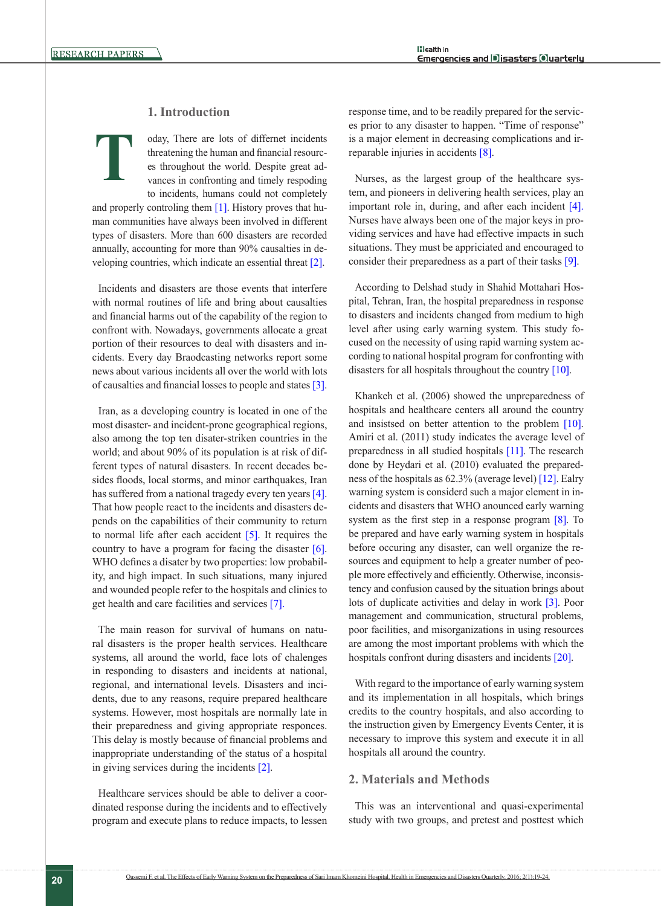## 1. Introduction

Today, There are lots of differnet incidents threatening the human and financial resources throughout the world. Despite great advances in confronting and timely respoding to incidents, humans could not completely and properly controling them [1]. History proves that human communities have always been involved in different types of disasters. More than 600 disasters are recorded annually, accounting for more than 90% causalties in developing countries, which indicate an essential threat [2].

Incidents and disasters are those events that interfere with normal routines of life and bring about causalties and financial harms out of the capability of the region to confront with. Nowadays, governments allocate a great portion of their resources to deal with disasters and incidents. Every day Braodcasting networks report some news about various incidents all over the world with lots of causalties and financial losses to people and states [3].

Iran, as a developing country is located in one of the most disaster- and incident-prone geographical regions, also among the top ten disater-striken countries in the world; and about 90% of its population is at risk of different types of natural disasters. In recent decades besides floods, local storms, and minor earthquakes, Iran has suffered from a national tragedy every ten years [4]. That how people react to the incidents and disasters depends on the capabilities of their community to return to normal life after each accident [5]. It requires the country to have a program for facing the disaster [6]. WHO defines a disater by two properties: low probability, and high impact. In such situations, many injured and wounded people refer to the hospitals and clinics to get health and care facilities and services [7].

The main reason for survival of humans on natural disasters is the proper health services. Healthcare systems, all around the world, face lots of chalenges in responding to disasters and incidents at national, regional, and international levels. Disasters and incidents, due to any reasons, require prepared healthcare systems. However, most hospitals are normally late in their preparedness and giving appropriate responces. This delay is mostly because of financial problems and inappropriate understanding of the status of a hospital in giving services during the incidents [2].

Healthcare services should be able to deliver a coordinated response during the incidents and to effectively program and execute plans to reduce impacts, to lessen response time, and to be readily prepared for the services prior to any disaster to happen. "Time of response" is a major element in decreasing complications and irreparable injuries in accidents [8].

Nurses, as the largest group of the healthcare system, and pioneers in delivering health services, play an important role in, during, and after each incident [4]. Nurses have always been one of the major keys in providing services and have had effective impacts in such situations. They must be appriciated and encouraged to consider their preparedness as a part of their tasks [9].

According to Delshad study in Shahid Mottahari Hospital, Tehran, Iran, the hospital preparedness in response to disasters and incidents changed from medium to high level after using early warning system. This study focused on the necessity of using rapid warning system according to national hospital program for confronting with disasters for all hospitals throughout the country [10].

Khankeh et al. (2006) showed the unpreparedness of hospitals and healthcare centers all around the country and insistsed on better attention to the problem [10]. Amiri et al. (2011) study indicates the average level of preparedness in all studied hospitals [11]. The research done by Heydari et al. (2010) evaluated the preparedness of the hospitals as 62.3% (average level) [12]. Ealry warning system is considerd such a major element in incidents and disasters that WHO anounced early warning system as the first step in a response program [8]. To be prepared and have early warning system in hospitals before occuring any disaster, can well organize the resources and equipment to help a greater number of people more effectively and efficiently. Otherwise, inconsistency and confusion caused by the situation brings about lots of duplicate activities and delay in work [3]. Poor management and communication, structural problems, poor facilities, and misorganizations in using resources are among the most important problems with which the hospitals confront during disasters and incidents [20].

With regard to the importance of early warning system and its implementation in all hospitals, which brings credits to the country hospitals, and also according to the instruction given by Emergency Events Center, it is necessary to improve this system and execute it in all hospitals all around the country.

## 2. Materials and Methods

This was an interventional and quasi-experimental study with two groups, and pretest and posttest which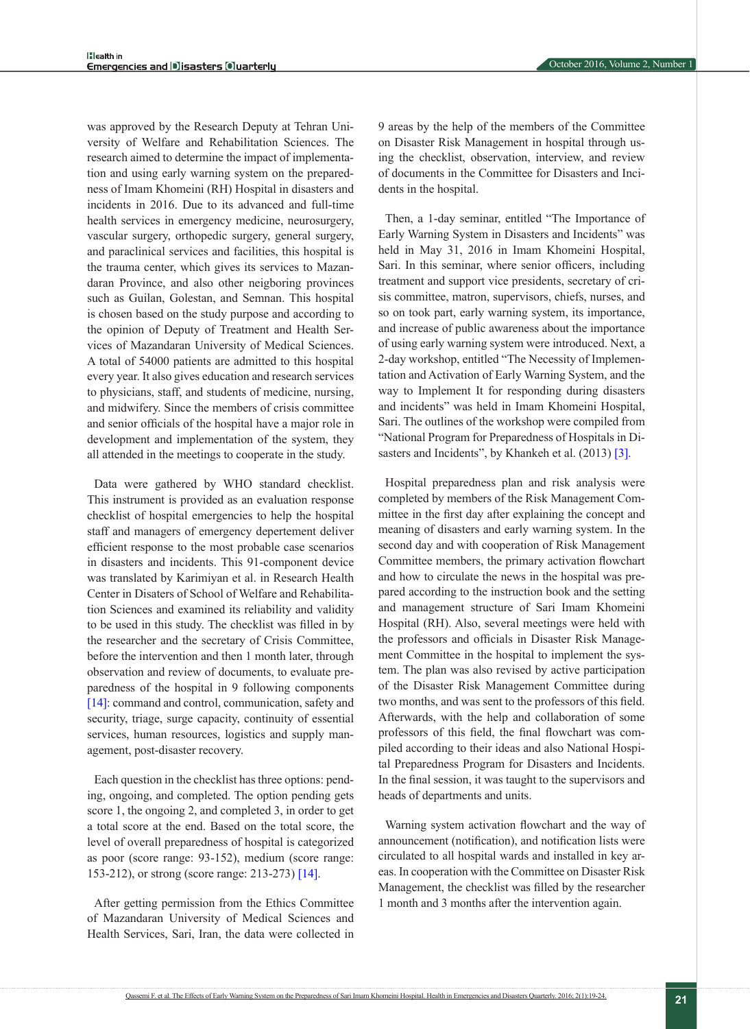was approved by the Research Deputy at Tehran University of Welfare and Rehabilitation Sciences. The research aimed to determine the impact of implementation and using early warning system on the preparedness of Imam Khomeini (RH) Hospital in disasters and incidents in 2016. Due to its advanced and full-time health services in emergency medicine, neurosurgery, vascular surgery, orthopedic surgery, general surgery, and paraclinical services and facilities, this hospital is the trauma center, which gives its services to Mazandaran Province, and also other neigboring provinces such as Guilan, Golestan, and Semnan. This hospital is chosen based on the study purpose and according to the opinion of Deputy of Treatment and Health Services of Mazandaran University of Medical Sciences. A total of 54000 patients are admitted to this hospital every year. It also gives education and research services to physicians, staff, and students of medicine, nursing, and midwifery. Since the members of crisis committee and senior officials of the hospital have a major role in development and implementation of the system, they all attended in the meetings to cooperate in the study.

Data were gathered by WHO standard checklist. This instrument is provided as an evaluation response checklist of hospital emergencies to help the hospital staff and managers of emergency depertement deliver efficient response to the most probable case scenarios in disasters and incidents. This 91-component device was translated by Karimiyan et al. in Research Health Center in Disaters of School of Welfare and Rehabilitation Sciences and examined its reliability and validity to be used in this study. The checklist was filled in by the researcher and the secretary of Crisis Committee, before the intervention and then 1 month later, through observation and review of documents, to evaluate preparedness of the hospital in 9 following components [14]: command and control, communication, safety and security, triage, surge capacity, continuity of essential services, human resources, logistics and supply management, post-disaster recovery.

Each question in the checklist has three options: pending, ongoing, and completed. The option pending gets score 1, the ongoing 2, and completed 3, in order to get a total score at the end. Based on the total score, the level of overall preparedness of hospital is categorized as poor (score range: 93-152), medium (score range: 153-212), or strong (score range: 213-273) [14].

After getting permission from the Ethics Committee of Mazandaran University of Medical Sciences and Health Services, Sari, Iran, the data were collected in 9 areas by the help of the members of the Committee on Disaster Risk Management in hospital through using the checklist, observation, interview, and review of documents in the Committee for Disasters and Incidents in the hospital.

Then, a 1-day seminar, entitled "The Importance of Early Warning System in Disasters and Incidents" was held in May 31, 2016 in Imam Khomeini Hospital, Sari. In this seminar, where senior officers, including treatment and support vice presidents, secretary of crisis committee, matron, supervisors, chiefs, nurses, and so on took part, early warning system, its importance, and increase of public awareness about the importance of using early warning system were introduced. Next, a 2-day workshop, entitled "The Necessity of Implementation and Activation of Early Warning System, and the way to Implement It for responding during disasters and incidents" was held in Imam Khomeini Hospital, Sari. The outlines of the workshop were compiled from "National Program for Preparedness of Hospitals in Disasters and Incidents", by Khankeh et al. (2013) [3].

Hospital preparedness plan and risk analysis were completed by members of the Risk Management Committee in the first day after explaining the concept and meaning of disasters and early warning system. In the second day and with cooperation of Risk Management Committee members, the primary activation flowchart and how to circulate the news in the hospital was prepared according to the instruction book and the setting and management structure of Sari Imam Khomeini Hospital (RH). Also, several meetings were held with the professors and officials in Disaster Risk Management Committee in the hospital to implement the system. The plan was also revised by active participation of the Disaster Risk Management Committee during two months, and was sent to the professors of this field. Afterwards, with the help and collaboration of some professors of this field, the final flowchart was compiled according to their ideas and also National Hospital Preparedness Program for Disasters and Incidents. In the final session, it was taught to the supervisors and heads of departments and units.

Warning system activation flowchart and the way of announcement (notification), and notification lists were circulated to all hospital wards and installed in key areas. In cooperation with the Committee on Disaster Risk Management, the checklist was filled by the researcher 1 month and 3 months after the intervention again.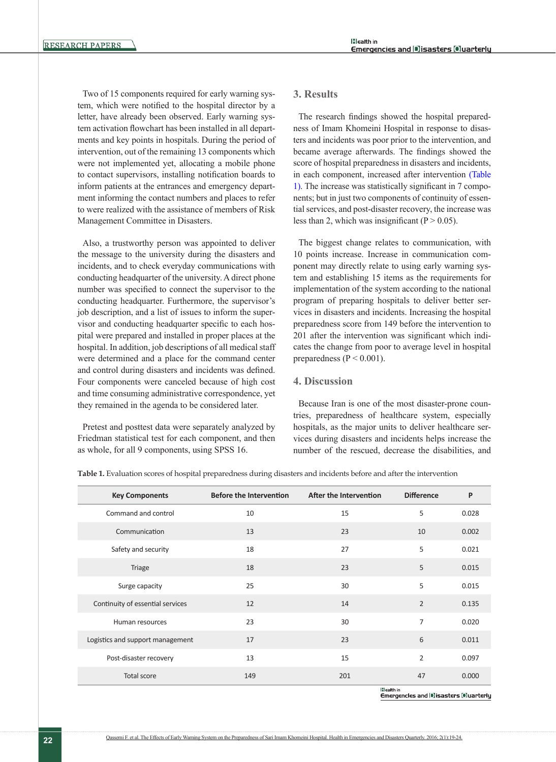Two of 15 components required for early warning system, which were notified to the hospital director by a letter, have already been observed. Early warning system activation flowchart has been installed in all departments and key points in hospitals. During the period of intervention, out of the remaining 13 components which were not implemented yet, allocating a mobile phone to contact supervisors, installing notification boards to inform patients at the entrances and emergency department informing the contact numbers and places to refer to were realized with the assistance of members of Risk Management Committee in Disasters.

Also, a trustworthy person was appointed to deliver the message to the university during the disasters and incidents, and to check everyday communications with conducting headquarter of the university. A direct phone number was specified to connect the supervisor to the conducting headquarter. Furthermore, the supervisor's job description, and a list of issues to inform the supervisor and conducting headquarter specific to each hospital were prepared and installed in proper places at the hospital. In addition, job descriptions of all medical staff were determined and a place for the command center and control during disasters and incidents was defined. Four components were canceled because of high cost and time consuming administrative correspondence, yet they remained in the agenda to be considered later.

Pretest and posttest data were separately analyzed by Friedman statistical test for each component, and then as whole, for all 9 components, using SPSS 16.

## 3. Results

The research findings showed the hospital preparedness of Imam Khomeini Hospital in response to disasters and incidents was poor prior to the intervention, and became average afterwards. The findings showed the score of hospital preparedness in disasters and incidents, in each component, increased after intervention (Table 1). The increase was statistically significant in 7 components; but in just two components of continuity of essential services, and post-disaster recovery, the increase was less than 2, which was insignificant ($P > 0.05$).

The biggest change relates to communication, with 10 points increase. Increase in communication component may directly relate to using early warning system and establishing 15 items as the requirements for implementation of the system according to the national program of preparing hospitals to deliver better services in disasters and incidents. Increasing the hospital preparedness score from 149 before the intervention to 201 after the intervention was significant which indicates the change from poor to average level in hospital preparedness ($P < 0.001$).

## 4. Discussion

Because Iran is one of the most disaster-prone countries, preparedness of healthcare system, especially hospitals, as the major units to deliver healthcare services during disasters and incidents helps increase the number of the rescued, decrease the disabilities, and

**Table 1.** Evaluation scores of hospital preparedness during disasters and incidents before and after the intervention

| Key Components | Before the Intervention | After the Intervention | Difference | P |
|---|---|---|---|---|
| Command and control | 10 | 15 | 5 | 0.028 |
| Communication | 13 | 23 | 10 | 0.002 |
| Safety and security | 18 | 27 | 5 | 0.021 |
| Triage | 18 | 23 | 5 | 0.015 |
| Surge capacity | 25 | 30 | 5 | 0.015 |
| Continuity of essential services | 12 | 14 | 2 | 0.135 |
| Human resources | 23 | 30 | 7 | 0.020 |
| Logistics and support management | 17 | 23 | 6 | 0.011 |
| Post-disaster recovery | 13 | 15 | 2 | 0.097 |
| Total score | 149 | 201 | 47 | 0.000 |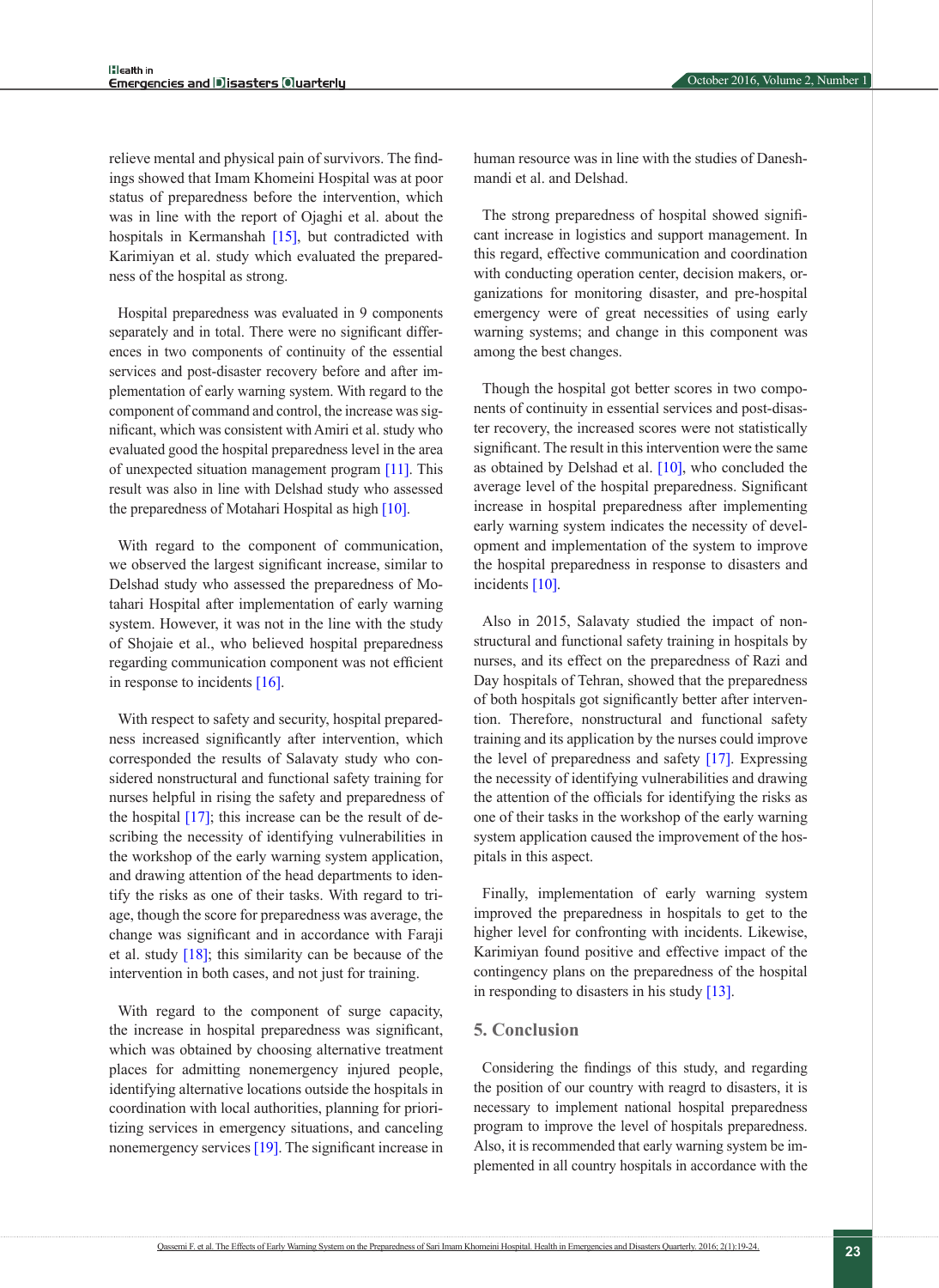relieve mental and physical pain of survivors. The findings showed that Imam Khomeini Hospital was at poor status of preparedness before the intervention, which was in line with the report of Ojaghi et al. about the hospitals in Kermanshah [15], but contradicted with Karimiyan et al. study which evaluated the preparedness of the hospital as strong.

Hospital preparedness was evaluated in 9 components separately and in total. There were no significant differences in two components of continuity of the essential services and post-disaster recovery before and after implementation of early warning system. With regard to the component of command and control, the increase was significant, which was consistent with Amiri et al. study who evaluated good the hospital preparedness level in the area of unexpected situation management program [11]. This result was also in line with Delshad study who assessed the preparedness of Motahari Hospital as high [10].

With regard to the component of communication, we observed the largest significant increase, similar to Delshad study who assessed the preparedness of Motahari Hospital after implementation of early warning system. However, it was not in the line with the study of Shojaie et al., who believed hospital preparedness regarding communication component was not efficient in response to incidents [16].

With respect to safety and security, hospital preparedness increased significantly after intervention, which corresponded the results of Salavaty study who considered nonstructural and functional safety training for nurses helpful in rising the safety and preparedness of the hospital [17]; this increase can be the result of describing the necessity of identifying vulnerabilities in the workshop of the early warning system application, and drawing attention of the head departments to identify the risks as one of their tasks. With regard to triage, though the score for preparedness was average, the change was significant and in accordance with Faraji et al. study [18]; this similarity can be because of the intervention in both cases, and not just for training.

With regard to the component of surge capacity, the increase in hospital preparedness was significant, which was obtained by choosing alternative treatment places for admitting nonemergency injured people, identifying alternative locations outside the hospitals in coordination with local authorities, planning for prioritizing services in emergency situations, and canceling nonemergency services [19]. The significant increase in human resource was in line with the studies of Daneshmandi et al. and Delshad.

The strong preparedness of hospital showed significant increase in logistics and support management. In this regard, effective communication and coordination with conducting operation center, decision makers, organizations for monitoring disaster, and pre-hospital emergency were of great necessities of using early warning systems; and change in this component was among the best changes.

Though the hospital got better scores in two components of continuity in essential services and post-disaster recovery, the increased scores were not statistically significant. The result in this intervention were the same as obtained by Delshad et al. [10], who concluded the average level of the hospital preparedness. Significant increase in hospital preparedness after implementing early warning system indicates the necessity of development and implementation of the system to improve the hospital preparedness in response to disasters and incidents [10].

Also in 2015, Salavaty studied the impact of nonstructural and functional safety training in hospitals by nurses, and its effect on the preparedness of Razi and Day hospitals of Tehran, showed that the preparedness of both hospitals got significantly better after intervention. Therefore, nonstructural and functional safety training and its application by the nurses could improve the level of preparedness and safety [17]. Expressing the necessity of identifying vulnerabilities and drawing the attention of the officials for identifying the risks as one of their tasks in the workshop of the early warning system application caused the improvement of the hospitals in this aspect.

Finally, implementation of early warning system improved the preparedness in hospitals to get to the higher level for confronting with incidents. Likewise, Karimiyan found positive and effective impact of the contingency plans on the preparedness of the hospital in responding to disasters in his study [13].

## 5. Conclusion

Considering the findings of this study, and regarding the position of our country with reagrd to disasters, it is necessary to implement national hospital preparedness program to improve the level of hospitals preparedness. Also, it is recommended that early warning system be implemented in all country hospitals in accordance with the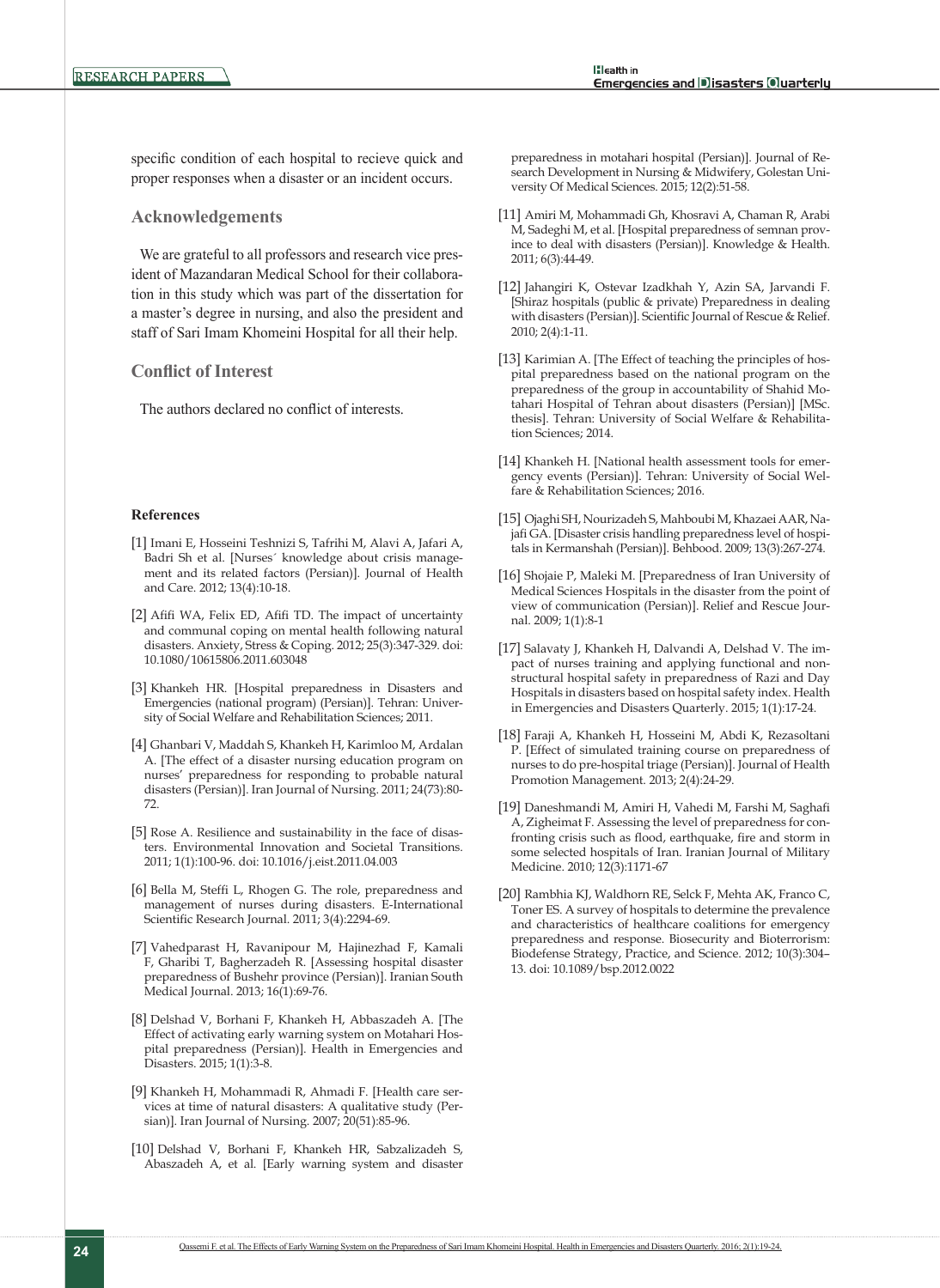specific condition of each hospital to recieve quick and proper responses when a disaster or an incident occurs.

## Acknowledgements

We are grateful to all professors and research vice president of Mazandaran Medical School for their collaboration in this study which was part of the dissertation for a master's degree in nursing, and also the president and staff of Sari Imam Khomeini Hospital for all their help.

## Conflict of Interest

The authors declared no conflict of interests.

### References

[1] Imani E, Hosseini Teshnizi S, Tafrihi M, Alavi A, Jafari A, Badri Sh et al. [Nurses´ knowledge about crisis management and its related factors (Persian)]. Journal of Health and Care. 2012; 13(4):10-18.

[2] Afifi WA, Felix ED, Afifi TD. The impact of uncertainty and communal coping on mental health following natural disasters. Anxiety, Stress & Coping. 2012; 25(3):347-329. doi: 10.1080/10615806.2011.603048

[3] Khankeh HR. [Hospital preparedness in Disasters and Emergencies (national program) (Persian)]. Tehran: University of Social Welfare and Rehabilitation Sciences; 2011.

[4] Ghanbari V, Maddah S, Khankeh H, Karimloo M, Ardalan A. [The effect of a disaster nursing education program on nurses' preparedness for responding to probable natural disasters (Persian)]. Iran Journal of Nursing. 2011; 24(73):80-72.

[5] Rose A. Resilience and sustainability in the face of disasters. Environmental Innovation and Societal Transitions. 2011; 1(1):100-96. doi: 10.1016/j.eist.2011.04.003

[6] Bella M, Steffi L, Rhogen G. The role, preparedness and management of nurses during disasters. E-International Scientific Research Journal. 2011; 3(4):2294-69.

[7] Vahedparast H, Ravanipour M, Hajinezhad F, Kamali F, Gharibi T, Bagherzadeh R. [Assessing hospital disaster preparedness of Bushehr province (Persian)]. Iranian South Medical Journal. 2013; 16(1):69-76.

[8] Delshad V, Borhani F, Khankeh H, Abbaszadeh A. [The Effect of activating early warning system on Motahari Hospital preparedness (Persian)]. Health in Emergencies and Disasters. 2015; 1(1):3-8.

[9] Khankeh H, Mohammadi R, Ahmadi F. [Health care services at time of natural disasters: A qualitative study (Persian)]. Iran Journal of Nursing. 2007; 20(51):85-96.

[10] Delshad V, Borhani F, Khankeh HR, Sabzalizadeh S, Abaszadeh A, et al. [Early warning system and disaster preparedness in motahari hospital (Persian)]. Journal of Research Development in Nursing & Midwifery, Golestan University Of Medical Sciences. 2015; 12(2):51-58.

[11] Amiri M, Mohammadi Gh, Khosravi A, Chaman R, Arabi M, Sadeghi M, et al. [Hospital preparedness of semnan province to deal with disasters (Persian)]. Knowledge & Health. 2011; 6(3):44-49.

[12] Jahangiri K, Ostevar Izadkhah Y, Azin SA, Jarvandi F. [Shiraz hospitals (public & private) Preparedness in dealing with disasters (Persian)]. Scientific Journal of Rescue & Relief. 2010; 2(4):1-11.

[13] Karimian A. [The Effect of teaching the principles of hospital preparedness based on the national program on the preparedness of the group in accountability of Shahid Motahari Hospital of Tehran about disasters (Persian)] [MSc. thesis]. Tehran: University of Social Welfare & Rehabilitation Sciences; 2014.

[14] Khankeh H. [National health assessment tools for emergency events (Persian)]. Tehran: University of Social Welfare & Rehabilitation Sciences; 2016.

[15] Ojaghi SH, Nourizadeh S, Mahboubi M, Khazaei AAR, Najafi GA. [Disaster crisis handling preparedness level of hospitals in Kermanshah (Persian)]. Behbood. 2009; 13(3):267-274.

[16] Shojaie P, Maleki M. [Preparedness of Iran University of Medical Sciences Hospitals in the disaster from the point of view of communication (Persian)]. Relief and Rescue Journal. 2009; 1(1):8-1

[17] Salavaty J, Khankeh H, Dalvandi A, Delshad V. The impact of nurses training and applying functional and nonstructural hospital safety in preparedness of Razi and Day Hospitals in disasters based on hospital safety index. Health in Emergencies and Disasters Quarterly. 2015; 1(1):17-24.

[18] Faraji A, Khankeh H, Hosseini M, Abdi K, Rezasoltani P. [Effect of simulated training course on preparedness of nurses to do pre-hospital triage (Persian)]. Journal of Health Promotion Management. 2013; 2(4):24-29.

[19] Daneshmandi M, Amiri H, Vahedi M, Farshi M, Saghafi A, Zigheimat F. Assessing the level of preparedness for confronting crisis such as flood, earthquake, fire and storm in some selected hospitals of Iran. Iranian Journal of Military Medicine. 2010; 12(3):1171-67

[20] Rambhia KJ, Waldhorn RE, Selck F, Mehta AK, Franco C, Toner ES. A survey of hospitals to determine the prevalence and characteristics of healthcare coalitions for emergency preparedness and response. Biosecurity and Bioterrorism: Biodefense Strategy, Practice, and Science. 2012; 10(3):304–13. doi: 10.1089/bsp.2012.0022